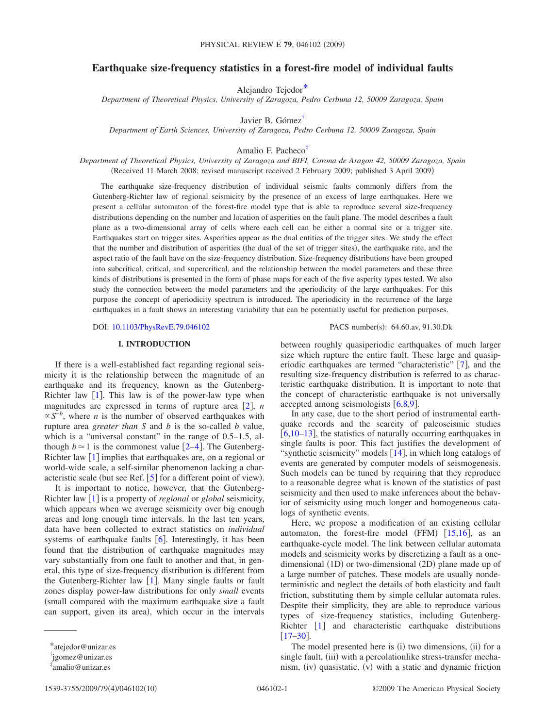# Earthquake size-frequency statistics in a forest-fire model of individual faults

Alejandro Tejedor[*]

*Department of Theoretical Physics, University of Zaragoza, Pedro Cerbuna 12, 50009 Zaragoza, Spain*

Javier B. Gómez[†]

*Department of Earth Sciences, University of Zaragoza, Pedro Cerbuna 12, 50009 Zaragoza, Spain*

Amalio F. Pacheco[‡]

*Department of Theoretical Physics, University of Zaragoza and BIFI, Corona de Aragon 42, 50009 Zaragoza, Spain*

(Received 11 March 2008; revised manuscript received 2 February 2009; published 3 April 2009)

The earthquake size-frequency distribution of individual seismic faults commonly differs from the Gutenberg-Richter law of regional seismicity by the presence of an excess of large earthquakes. Here we present a cellular automaton of the forest-fire model type that is able to reproduce several size-frequency distributions depending on the number and location of asperities on the fault plane. The model describes a fault plane as a two-dimensional array of cells where each cell can be either a normal site or a trigger site. Earthquakes start on trigger sites. Asperities appear as the dual entities of the trigger sites. We study the effect that the number and distribution of asperities (the dual of the set of trigger sites), the earthquake rate, and the aspect ratio of the fault have on the size-frequency distribution. Size-frequency distributions have been grouped into subcritical, critical, and supercritical, and the relationship between the model parameters and these three kinds of distributions is presented in the form of phase maps for each of the five asperity types tested. We also study the connection between the model parameters and the aperiodicity of the large earthquakes. For this purpose the concept of aperiodicity spectrum is introduced. The aperiodicity in the recurrence of the large earthquakes in a fault shows an interesting variability that can be potentially useful for prediction purposes.

DOI: 10.1103/PhysRevE.79.046102 PACS number(s): 64.60.av, 91.30.Dk

## I. INTRODUCTION

If there is a well-established fact regarding regional seismicity it is the relationship between the magnitude of an earthquake and its frequency, known as the Gutenberg-Richter law [1]. This law is of the power-law type when magnitudes are expressed in terms of rupture area [2], $n \propto S^{-b}$, where $n$ is the number of observed earthquakes with rupture area *greater than* $S$ and $b$ is the so-called $b$ value, which is a "universal constant" in the range of 0.5–1.5, although $b \simeq 1$ is the commonest value [2–4]. The Gutenberg-Richter law [1] implies that earthquakes are, on a regional or world-wide scale, a self-similar phenomenon lacking a characteristic scale (but see Ref. [5] for a different point of view).

It is important to notice, however, that the Gutenberg-Richter law [1] is a property of *regional* or *global* seismicity, which appears when we average seismicity over big enough areas and long enough time intervals. In the last ten years, data have been collected to extract statistics on *individual* systems of earthquake faults [6]. Interestingly, it has been found that the distribution of earthquake magnitudes may vary substantially from one fault to another and that, in general, this type of size-frequency distribution is different from the Gutenberg-Richter law [1]. Many single faults or fault zones display power-law distributions for only *small* events (small compared with the maximum earthquake size a fault can support, given its area), which occur in the intervals between roughly quasiperiodic earthquakes of much larger size which rupture the entire fault. These large and quasiperiodic earthquakes are termed "characteristic" [7], and the resulting size-frequency distribution is referred to as characteristic earthquake distribution. It is important to note that the concept of characteristic earthquake is not universally accepted among seismologists [6,8,9].

In any case, due to the short period of instrumental earthquake records and the scarcity of paleoseismic studies [6,10–13], the statistics of naturally occurring earthquakes in single faults is poor. This fact justifies the development of "synthetic seismicity" models [14], in which long catalogs of events are generated by computer models of seismogenesis. Such models can be tuned by requiring that they reproduce to a reasonable degree what is known of the statistics of past seismicity and then used to make inferences about the behavior of seismicity using much longer and homogeneous catalogs of synthetic events.

Here, we propose a modification of an existing cellular automaton, the forest-fire model (FFM) [15,16], as an earthquake-cycle model. The link between cellular automata models and seismicity works by discretizing a fault as a one-dimensional (1D) or two-dimensional (2D) plane made up of a large number of patches. These models are usually nondeterministic and neglect the details of both elasticity and fault friction, substituting them by simple cellular automata rules. Despite their simplicity, they are able to reproduce various types of size-frequency statistics, including Gutenberg-Richter [1] and characteristic earthquake distributions [17–30].

The model presented here is (i) two dimensions, (ii) for a single fault, (iii) with a percolationlike stress-transfer mechanism, (iv) quasistatic, (v) with a static and dynamic friction

---

[*] atejedor@unizar.es

[†] jgomez@unizar.es

[‡] amalio@unizar.es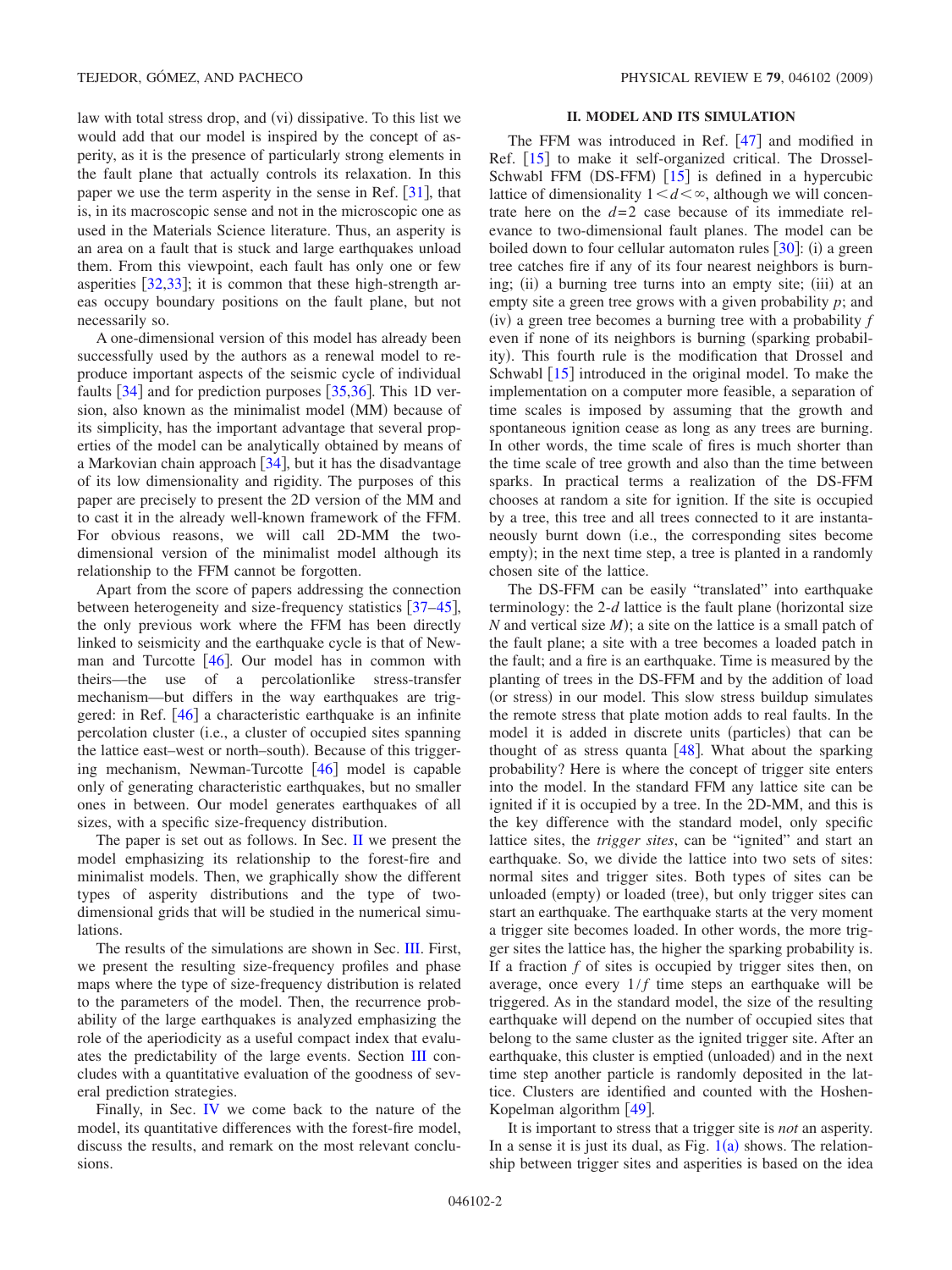law with total stress drop, and (vi) dissipative. To this list we would add that our model is inspired by the concept of asperity, as it is the presence of particularly strong elements in the fault plane that actually controls its relaxation. In this paper we use the term asperity in the sense in Ref. [31], that is, in its macroscopic sense and not in the microscopic one as used in the Materials Science literature. Thus, an asperity is an area on a fault that is stuck and large earthquakes unload them. From this viewpoint, each fault has only one or few asperities [32,33]; it is common that these high-strength areas occupy boundary positions on the fault plane, but not necessarily so.

A one-dimensional version of this model has already been successfully used by the authors as a renewal model to reproduce important aspects of the seismic cycle of individual faults [34] and for prediction purposes [35,36]. This 1D version, also known as the minimalist model (MM) because of its simplicity, has the important advantage that several properties of the model can be analytically obtained by means of a Markovian chain approach [34], but it has the disadvantage of its low dimensionality and rigidity. The purposes of this paper are precisely to present the 2D version of the MM and to cast it in the already well-known framework of the FFM. For obvious reasons, we will call 2D-MM the two-dimensional version of the minimalist model although its relationship to the FFM cannot be forgotten.

Apart from the score of papers addressing the connection between heterogeneity and size-frequency statistics [37–45], the only previous work where the FFM has been directly linked to seismicity and the earthquake cycle is that of Newman and Turcotte [46]. Our model has in common with theirs—the use of a percolationlike stress-transfer mechanism—but differs in the way earthquakes are triggered: in Ref. [46] a characteristic earthquake is an infinite percolation cluster (i.e., a cluster of occupied sites spanning the lattice east–west or north–south). Because of this triggering mechanism, Newman-Turcotte [46] model is capable only of generating characteristic earthquakes, but no smaller ones in between. Our model generates earthquakes of all sizes, with a specific size-frequency distribution.

The paper is set out as follows. In Sec. II we present the model emphasizing its relationship to the forest-fire and minimalist models. Then, we graphically show the different types of asperity distributions and the type of two-dimensional grids that will be studied in the numerical simulations.

The results of the simulations are shown in Sec. III. First, we present the resulting size-frequency profiles and phase maps where the type of size-frequency distribution is related to the parameters of the model. Then, the recurrence probability of the large earthquakes is analyzed emphasizing the role of the aperiodicity as a useful compact index that evaluates the predictability of the large events. Section III concludes with a quantitative evaluation of the goodness of several prediction strategies.

Finally, in Sec. IV we come back to the nature of the model, its quantitative differences with the forest-fire model, discuss the results, and remark on the most relevant conclusions.

## II. MODEL AND ITS SIMULATION

The FFM was introduced in Ref. [47] and modified in Ref. [15] to make it self-organized critical. The Drossel-Schwabl FFM (DS-FFM) [15] is defined in a hypercubic lattice of dimensionality $1<d<\infty$, although we will concentrate here on the $d=2$ case because of its immediate relevance to two-dimensional fault planes. The model can be boiled down to four cellular automaton rules [30]: (i) a green tree catches fire if any of its four nearest neighbors is burning; (ii) a burning tree turns into an empty site; (iii) at an empty site a green tree grows with a given probability $p$; and (iv) a green tree becomes a burning tree with a probability $f$ even if none of its neighbors is burning (sparking probability). This fourth rule is the modification that Drossel and Schwabl [15] introduced in the original model. To make the implementation on a computer more feasible, a separation of time scales is imposed by assuming that the growth and spontaneous ignition cease as long as any trees are burning. In other words, the time scale of fires is much shorter than the time scale of tree growth and also than the time between sparks. In practical terms a realization of the DS-FFM chooses at random a site for ignition. If the site is occupied by a tree, this tree and all trees connected to it are instantaneously burnt down (i.e., the corresponding sites become empty); in the next time step, a tree is planted in a randomly chosen site of the lattice.

The DS-FFM can be easily "translated" into earthquake terminology: the 2-$d$ lattice is the fault plane (horizontal size $N$ and vertical size $M$); a site on the lattice is a small patch of the fault plane; a site with a tree becomes a loaded patch in the fault; and a fire is an earthquake. Time is measured by the planting of trees in the DS-FFM and by the addition of load (or stress) in our model. This slow stress buildup simulates the remote stress that plate motion adds to real faults. In the model it is added in discrete units (particles) that can be thought of as stress quanta [48]. What about the sparking probability? Here is where the concept of trigger site enters into the model. In the standard FFM any lattice site can be ignited if it is occupied by a tree. In the 2D-MM, and this is the key difference with the standard model, only specific lattice sites, the *trigger sites*, can be "ignited" and start an earthquake. So, we divide the lattice into two sets of sites: normal sites and trigger sites. Both types of sites can be unloaded (empty) or loaded (tree), but only trigger sites can start an earthquake. The earthquake starts at the very moment a trigger site becomes loaded. In other words, the more trigger sites the lattice has, the higher the sparking probability is. If a fraction $f$ of sites is occupied by trigger sites then, on average, once every $1/f$ time steps an earthquake will be triggered. As in the standard model, the size of the resulting earthquake will depend on the number of occupied sites that belong to the same cluster as the ignited trigger site. After an earthquake, this cluster is emptied (unloaded) and in the next time step another particle is randomly deposited in the lattice. Clusters are identified and counted with the Hoshen-Kopelman algorithm [49].

It is important to stress that a trigger site is *not* an asperity. In a sense it is just its dual, as Fig. 1(a) shows. The relationship between trigger sites and asperities is based on the idea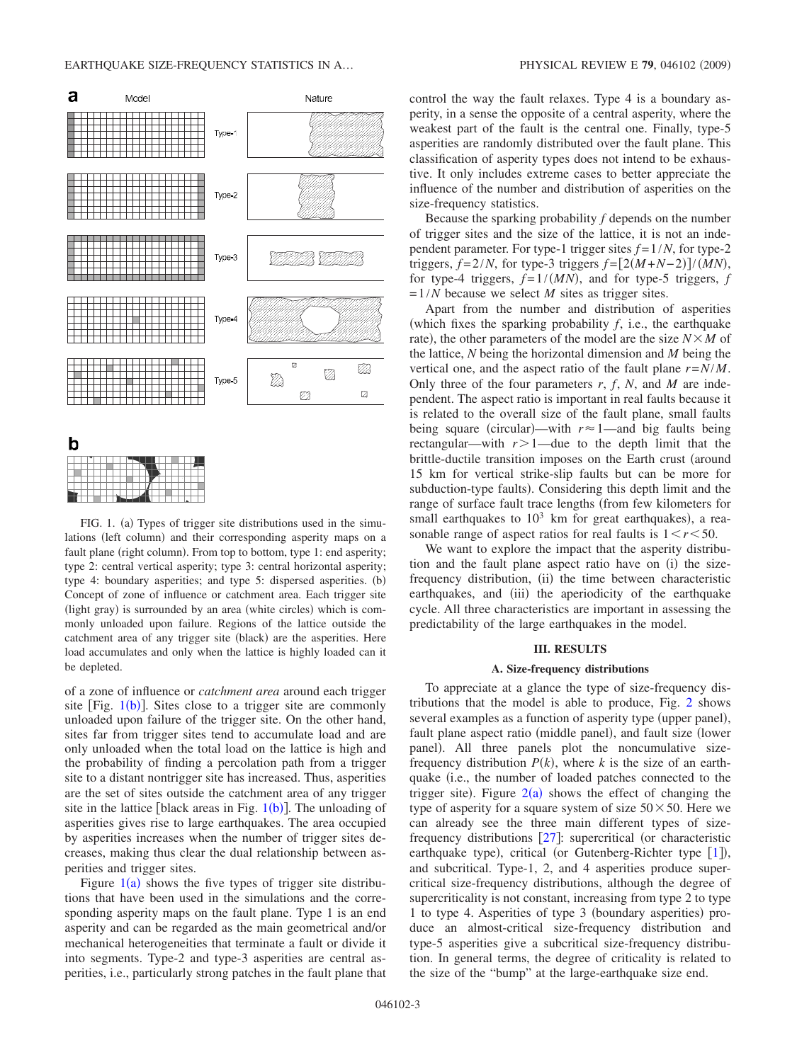FIG. 1. (a) Types of trigger site distributions used in the simulations (left column) and their corresponding asperity maps on a fault plane (right column). From top to bottom, type 1: end asperity; type 2: central vertical asperity; type 3: central horizontal asperity; type 4: boundary asperities; and type 5: dispersed asperities. (b) Concept of zone of influence or catchment area. Each trigger site (light gray) is surrounded by an area (white circles) which is commonly unloaded upon failure. Regions of the lattice outside the catchment area of any trigger site (black) are the asperities. Here load accumulates and only when the lattice is highly loaded can it be depleted.

of a zone of influence or *catchment area* around each trigger site [Fig. 1(b)]. Sites close to a trigger site are commonly unloaded upon failure of the trigger site. On the other hand, sites far from trigger sites tend to accumulate load and are only unloaded when the total load on the lattice is high and the probability of finding a percolation path from a trigger site to a distant nontrigger site has increased. Thus, asperities are the set of sites outside the catchment area of any trigger site in the lattice [black areas in Fig. 1(b)]. The unloading of asperities gives rise to large earthquakes. The area occupied by asperities increases when the number of trigger sites decreases, making thus clear the dual relationship between asperities and trigger sites.

Figure 1(a) shows the five types of trigger site distributions that have been used in the simulations and the corresponding asperity maps on the fault plane. Type 1 is an end asperity and can be regarded as the main geometrical and/or mechanical heterogeneities that terminate a fault or divide it into segments. Type-2 and type-3 asperities are central asperities, i.e., particularly strong patches in the fault plane that control the way the fault relaxes. Type 4 is a boundary asperity, in a sense the opposite of a central asperity, where the weakest part of the fault is the central one. Finally, type-5 asperities are randomly distributed over the fault plane. This classification of asperity types does not intend to be exhaustive. It only includes extreme cases to better appreciate the influence of the number and distribution of asperities on the size-frequency statistics.

Because the sparking probability $f$ depends on the number of trigger sites and the size of the lattice, it is not an independent parameter. For type-1 trigger sites $f=1/N$, for type-2 triggers, $f=2/N$, for type-3 triggers $f=[2(M+N-2)]/(MN)$, for type-4 triggers, $f=1/(MN)$, and for type-5 triggers, $f=1/N$ because we select $M$ sites as trigger sites.

Apart from the number and distribution of asperities (which fixes the sparking probability $f$, i.e., the earthquake rate), the other parameters of the model are the size $N\times M$ of the lattice, $N$ being the horizontal dimension and $M$ being the vertical one, and the aspect ratio of the fault plane $r=N/M$. Only three of the four parameters $r$, $f$, $N$, and $M$ are independent. The aspect ratio is important in real faults because it is related to the overall size of the fault plane, small faults being square (circular)—with $r\approx 1$—and big faults being rectangular—with $r>1$—due to the depth limit that the brittle-ductile transition imposes on the Earth crust (around 15 km for vertical strike-slip faults but can be more for subduction-type faults). Considering this depth limit and the range of surface fault trace lengths (from few kilometers for small earthquakes to $10^3$ km for great earthquakes), a reasonable range of aspect ratios for real faults is $1<r<50$.

We want to explore the impact that the asperity distribution and the fault plane aspect ratio have on (i) the size-frequency distribution, (ii) the time between characteristic earthquakes, and (iii) the aperiodicity of the earthquake cycle. All three characteristics are important in assessing the predictability of the large earthquakes in the model.

## III. RESULTS

### A. Size-frequency distributions

To appreciate at a glance the type of size-frequency distributions that the model is able to produce, Fig. 2 shows several examples as a function of asperity type (upper panel), fault plane aspect ratio (middle panel), and fault size (lower panel). All three panels plot the noncumulative size-frequency distribution $P(k)$, where $k$ is the size of an earthquake (i.e., the number of loaded patches connected to the trigger site). Figure 2(a) shows the effect of changing the type of asperity for a square system of size $50\times 50$. Here we can already see the three main different types of size-frequency distributions [27]: supercritical (or characteristic earthquake type), critical (or Gutenberg-Richter type [1]), and subcritical. Type-1, 2, and 4 asperities produce supercritical size-frequency distributions, although the degree of supercriticality is not constant, increasing from type 2 to type 1 to type 4. Asperities of type 3 (boundary asperities) produce an almost-critical size-frequency distribution and type-5 asperities give a subcritical size-frequency distribution. In general terms, the degree of criticality is related to the size of the "bump" at the large-earthquake size end.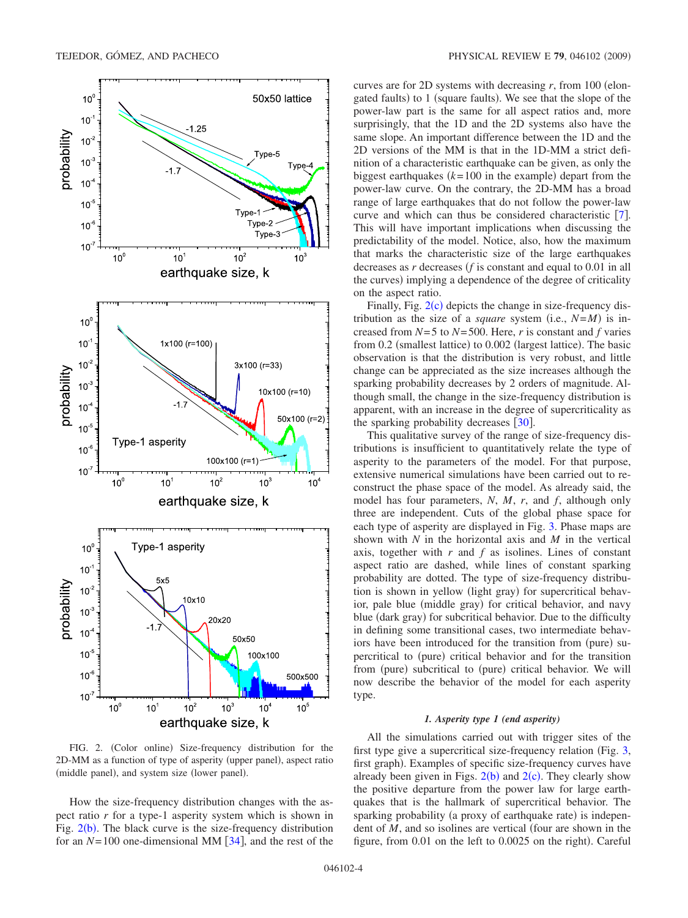FIG. 2. (Color online) Size-frequency distribution for the 2D-MM as a function of type of asperity (upper panel), aspect ratio (middle panel), and system size (lower panel).

How the size-frequency distribution changes with the aspect ratio $r$ for a type-1 asperity system which is shown in Fig. 2(b). The black curve is the size-frequency distribution for an $N=100$ one-dimensional MM [34], and the rest of the curves are for 2D systems with decreasing $r$, from 100 (elongated faults) to 1 (square faults). We see that the slope of the power-law part is the same for all aspect ratios and, more surprisingly, that the 1D and the 2D systems also have the same slope. An important difference between the 1D and the 2D versions of the MM is that in the 1D-MM a strict definition of a characteristic earthquake can be given, as only the biggest earthquakes ($k=100$ in the example) depart from the power-law curve. On the contrary, the 2D-MM has a broad range of large earthquakes that do not follow the power-law curve and which can thus be considered characteristic [7]. This will have important implications when discussing the predictability of the model. Notice, also, how the maximum that marks the characteristic size of the large earthquakes decreases as $r$ decreases ($f$ is constant and equal to 0.01 in all the curves) implying a dependence of the degree of criticality on the aspect ratio.

Finally, Fig. 2(c) depicts the change in size-frequency distribution as the size of a *square* system (i.e., $N=M$) is increased from $N=5$ to $N=500$. Here, $r$ is constant and $f$ varies from 0.2 (smallest lattice) to 0.002 (largest lattice). The basic observation is that the distribution is very robust, and little change can be appreciated as the size increases although the sparking probability decreases by 2 orders of magnitude. Although small, the change in the size-frequency distribution is apparent, with an increase in the degree of supercriticality as the sparking probability decreases [30].

This qualitative survey of the range of size-frequency distributions is insufficient to quantitatively relate the type of asperity to the parameters of the model. For that purpose, extensive numerical simulations have been carried out to reconstruct the phase space of the model. As already said, the model has four parameters, $N$, $M$, $r$, and $f$, although only three are independent. Cuts of the global phase space for each type of asperity are displayed in Fig. 3. Phase maps are shown with $N$ in the horizontal axis and $M$ in the vertical axis, together with $r$ and $f$ as isolines. Lines of constant aspect ratio are dashed, while lines of constant sparking probability are dotted. The type of size-frequency distribution is shown in yellow (light gray) for supercritical behavior, pale blue (middle gray) for critical behavior, and navy blue (dark gray) for subcritical behavior. Due to the difficulty in defining some transitional cases, two intermediate behaviors have been introduced for the transition from (pure) supercritical to (pure) critical behavior and for the transition from (pure) subcritical to (pure) critical behavior. We will now describe the behavior of the model for each asperity type.

### 1. Asperity type 1 (end asperity)

All the simulations carried out with trigger sites of the first type give a supercritical size-frequency relation (Fig. 3, first graph). Examples of specific size-frequency curves have already been given in Figs. 2(b) and 2(c). They clearly show the positive departure from the power law for large earthquakes that is the hallmark of supercritical behavior. The sparking probability (a proxy of earthquake rate) is independent of $M$, and so isolines are vertical (four are shown in the figure, from 0.01 on the left to 0.0025 on the right). Careful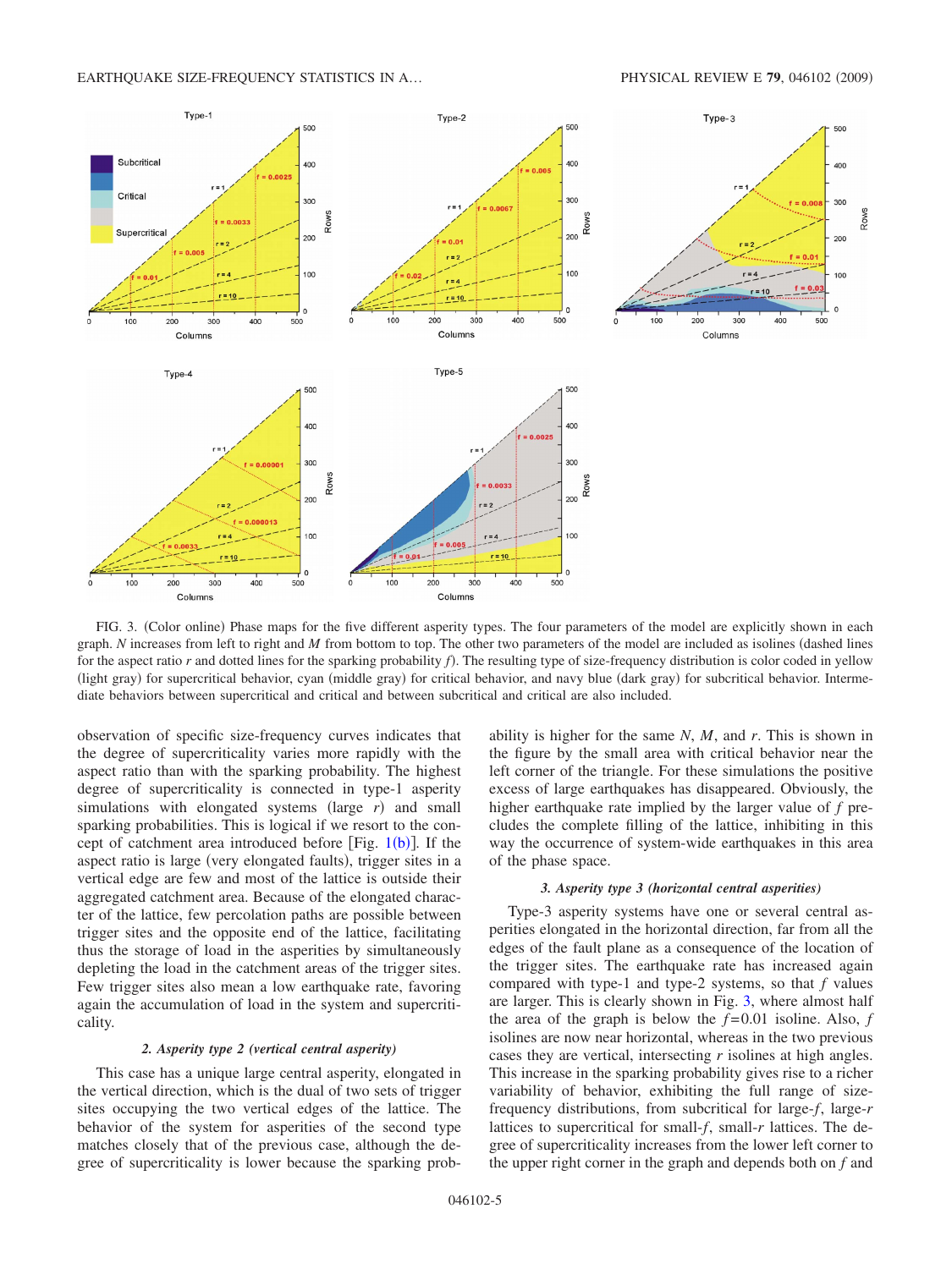FIG. 3. (Color online) Phase maps for the five different asperity types. The four parameters of the model are explicitly shown in each graph. $N$ increases from left to right and $M$ from bottom to top. The other two parameters of the model are included as isolines (dashed lines for the aspect ratio $r$ and dotted lines for the sparking probability $f$). The resulting type of size-frequency distribution is color coded in yellow (light gray) for supercritical behavior, cyan (middle gray) for critical behavior, and navy blue (dark gray) for subcritical behavior. Intermediate behaviors between supercritical and critical and between subcritical and critical are also included.

observation of specific size-frequency curves indicates that the degree of supercriticality varies more rapidly with the aspect ratio than with the sparking probability. The highest degree of supercriticality is connected in type-1 asperity simulations with elongated systems (large $r$) and small sparking probabilities. This is logical if we resort to the concept of catchment area introduced before [Fig. 1(b)]. If the aspect ratio is large (very elongated faults), trigger sites in a vertical edge are few and most of the lattice is outside their aggregated catchment area. Because of the elongated character of the lattice, few percolation paths are possible between trigger sites and the opposite end of the lattice, facilitating thus the storage of load in the asperities by simultaneously depleting the load in the catchment areas of the trigger sites. Few trigger sites also mean a low earthquake rate, favoring again the accumulation of load in the system and supercriticality.

### 2. Asperity type 2 (vertical central asperity)

This case has a unique large central asperity, elongated in the vertical direction, which is the dual of two sets of trigger sites occupying the two vertical edges of the lattice. The behavior of the system for asperities of the second type matches closely that of the previous case, although the degree of supercriticality is lower because the sparking probability is higher for the same $N$, $M$, and $r$. This is shown in the figure by the small area with critical behavior near the left corner of the triangle. For these simulations the positive excess of large earthquakes has disappeared. Obviously, the higher earthquake rate implied by the larger value of $f$ precludes the complete filling of the lattice, inhibiting in this way the occurrence of system-wide earthquakes in this area of the phase space.

### 3. Asperity type 3 (horizontal central asperities)

Type-3 asperity systems have one or several central asperities elongated in the horizontal direction, far from all the edges of the fault plane as a consequence of the location of the trigger sites. The earthquake rate has increased again compared with type-1 and type-2 systems, so that $f$ values are larger. This is clearly shown in Fig. 3, where almost half the area of the graph is below the $f=0.01$ isoline. Also, $f$ isolines are now near horizontal, whereas in the two previous cases they are vertical, intersecting $r$ isolines at high angles. This increase in the sparking probability gives rise to a richer variability of behavior, exhibiting the full range of size-frequency distributions, from subcritical for large-$f$, large-$r$ lattices to supercritical for small-$f$, small-$r$ lattices. The degree of supercriticality increases from the lower left corner to the upper right corner in the graph and depends both on $f$ and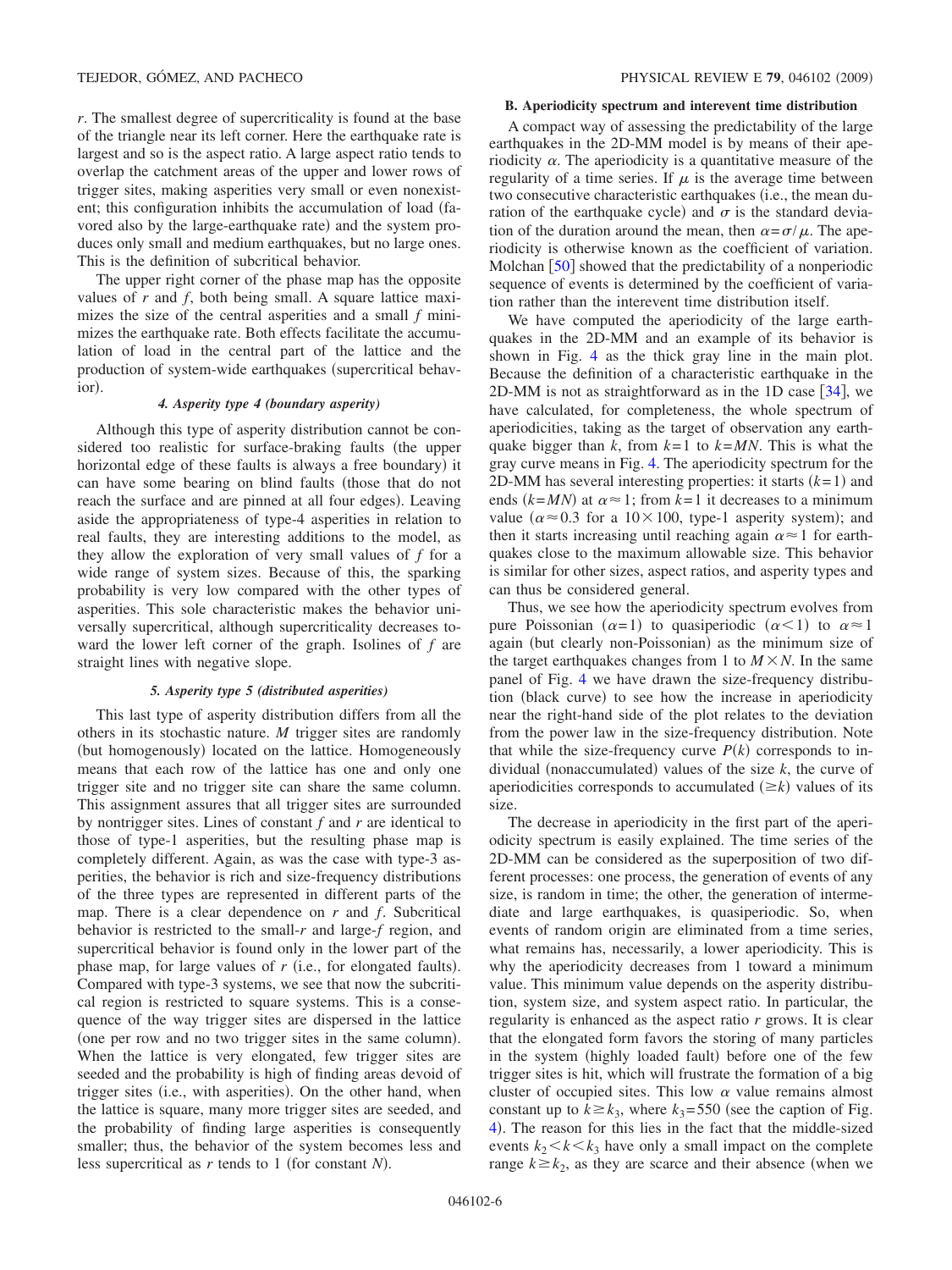$r$. The smallest degree of supercriticality is found at the base of the triangle near its left corner. Here the earthquake rate is largest and so is the aspect ratio. A large aspect ratio tends to overlap the catchment areas of the upper and lower rows of trigger sites, making asperities very small or even nonexistent; this configuration inhibits the accumulation of load (favored also by the large-earthquake rate) and the system produces only small and medium earthquakes, but no large ones. This is the definition of subcritical behavior.

The upper right corner of the phase map has the opposite values of $r$ and $f$, both being small. A square lattice maximizes the size of the central asperities and a small $f$ minimizes the earthquake rate. Both effects facilitate the accumulation of load in the central part of the lattice and the production of system-wide earthquakes (supercritical behavior).

#### 4. Asperity type 4 (boundary asperity)

Although this type of asperity distribution cannot be considered too realistic for surface-braking faults (the upper horizontal edge of these faults is always a free boundary) it can have some bearing on blind faults (those that do not reach the surface and are pinned at all four edges). Leaving aside the appropriateness of type-4 asperities in relation to real faults, they are interesting additions to the model, as they allow the exploration of very small values of $f$ for a wide range of system sizes. Because of this, the sparking probability is very low compared with the other types of asperities. This sole characteristic makes the behavior universally supercritical, although supercriticality decreases toward the lower left corner of the graph. Isolines of $f$ are straight lines with negative slope.

#### 5. Asperity type 5 (distributed asperities)

This last type of asperity distribution differs from all the others in its stochastic nature. $M$ trigger sites are randomly (but homogenously) located on the lattice. Homogeneously means that each row of the lattice has one and only one trigger site and no trigger site can share the same column. This assignment assures that all trigger sites are surrounded by nontrigger sites. Lines of constant $f$ and $r$ are identical to those of type-1 asperities, but the resulting phase map is completely different. Again, as was the case with type-3 asperities, the behavior is rich and size-frequency distributions of the three types are represented in different parts of the map. There is a clear dependence on $r$ and $f$. Subcritical behavior is restricted to the small-$r$ and large-$f$ region, and supercritical behavior is found only in the lower part of the phase map, for large values of $r$ (i.e., for elongated faults). Compared with type-3 systems, we see that now the subcritical region is restricted to square systems. This is a consequence of the way trigger sites are dispersed in the lattice (one per row and no two trigger sites in the same column). When the lattice is very elongated, few trigger sites are seeded and the probability is high of finding areas devoid of trigger sites (i.e., with asperities). On the other hand, when the lattice is square, many more trigger sites are seeded, and the probability of finding large asperities is consequently smaller; thus, the behavior of the system becomes less and less supercritical as $r$ tends to 1 (for constant $N$).

### B. Aperiodicity spectrum and interevent time distribution

A compact way of assessing the predictability of the large earthquakes in the 2D-MM model is by means of their aperiodicity $\alpha$. The aperiodicity is a quantitative measure of the regularity of a time series. If $\mu$ is the average time between two consecutive characteristic earthquakes (i.e., the mean duration of the earthquake cycle) and $\sigma$ is the standard deviation of the duration around the mean, then $\alpha=\sigma/\mu$. The aperiodicity is otherwise known as the coefficient of variation. Molchan [50] showed that the predictability of a nonperiodic sequence of events is determined by the coefficient of variation rather than the interevent time distribution itself.

We have computed the aperiodicity of the large earthquakes in the 2D-MM and an example of its behavior is shown in Fig. 4 as the thick gray line in the main plot. Because the definition of a characteristic earthquake in the 2D-MM is not as straightforward as in the 1D case [34], we have calculated, for completeness, the whole spectrum of aperiodicities, taking as the target of observation any earthquake bigger than $k$, from $k=1$ to $k=MN$. This is what the gray curve means in Fig. 4. The aperiodicity spectrum for the 2D-MM has several interesting properties: it starts ($k=1$) and ends ($k=MN$) at $\alpha \approx 1$; from $k=1$ it decreases to a minimum value ($\alpha \approx 0.3$ for a $10\times 100$, type-1 asperity system); and then it starts increasing until reaching again $\alpha \approx 1$ for earthquakes close to the maximum allowable size. This behavior is similar for other sizes, aspect ratios, and asperity types and can thus be considered general.

Thus, we see how the aperiodicity spectrum evolves from pure Poissonian ($\alpha=1$) to quasiperiodic ($\alpha<1$) to $\alpha \approx 1$ again (but clearly non-Poissonian) as the minimum size of the target earthquakes changes from 1 to $M\times N$. In the same panel of Fig. 4 we have drawn the size-frequency distribution (black curve) to see how the increase in aperiodicity near the right-hand side of the plot relates to the deviation from the power law in the size-frequency distribution. Note that while the size-frequency curve $P(k)$ corresponds to individual (nonaccumulated) values of the size $k$, the curve of aperiodicities corresponds to accumulated ($\geq k$) values of its size.

The decrease in aperiodicity in the first part of the aperiodicity spectrum is easily explained. The time series of the 2D-MM can be considered as the superposition of two different processes: one process, the generation of events of any size, is random in time; the other, the generation of intermediate and large earthquakes, is quasiperiodic. So, when events of random origin are eliminated from a time series, what remains has, necessarily, a lower aperiodicity. This is why the aperiodicity decreases from 1 toward a minimum value. This minimum value depends on the asperity distribution, system size, and system aspect ratio. In particular, the regularity is enhanced as the aspect ratio $r$ grows. It is clear that the elongated form favors the storing of many particles in the system (highly loaded fault) before one of the few trigger sites is hit, which will frustrate the formation of a big cluster of occupied sites. This low $\alpha$ value remains almost constant up to $k\geq k_3$, where $k_3=550$ (see the caption of Fig. 4). The reason for this lies in the fact that the middle-sized events $k_2<k<k_3$ have only a small impact on the complete range $k\geq k_2$, as they are scarce and their absence (when we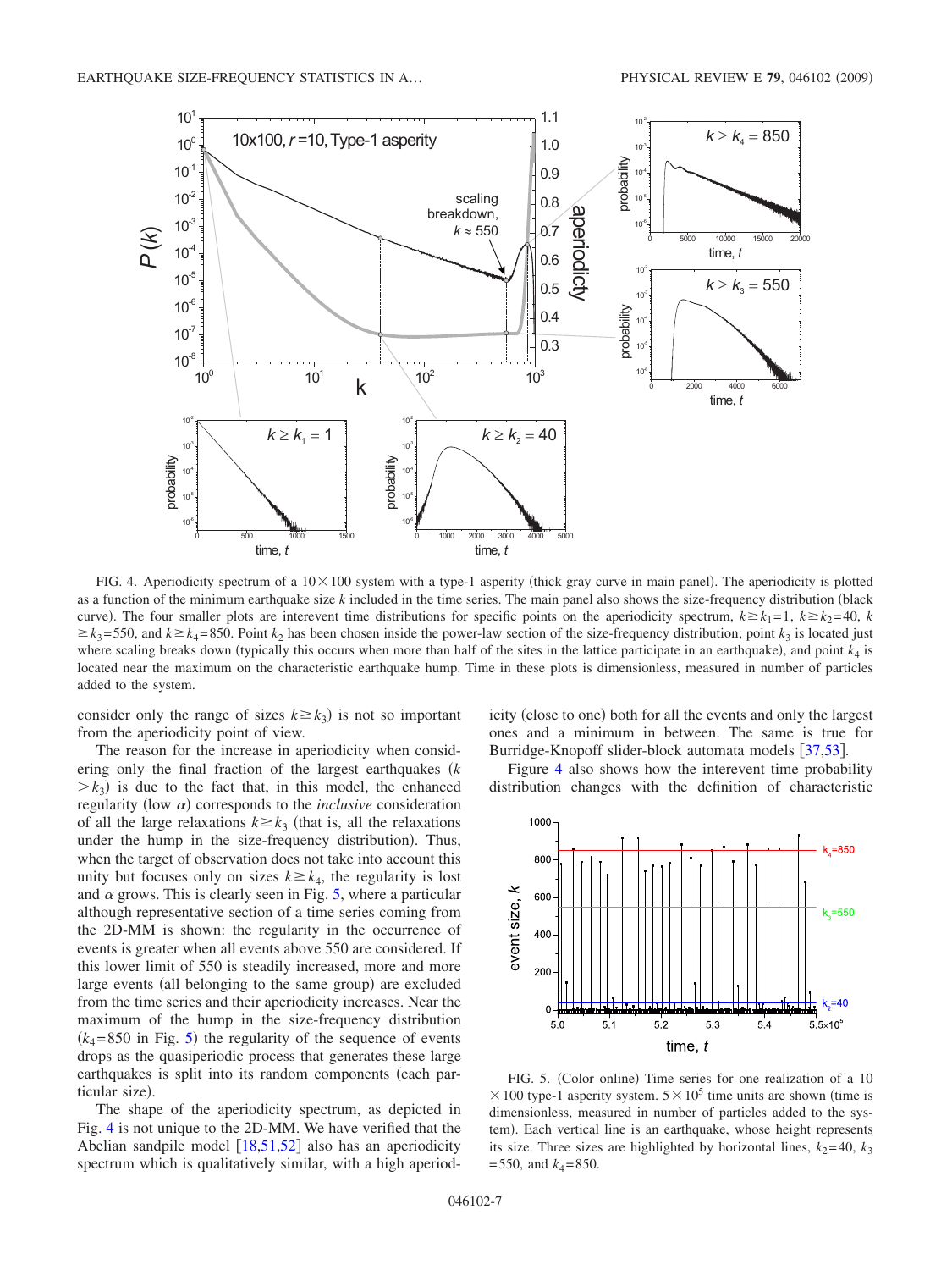FIG. 4. Aperiodicity spectrum of a $10 \times 100$ system with a type-1 asperity (thick gray curve in main panel). The aperiodicity is plotted as a function of the minimum earthquake size $k$ included in the time series. The main panel also shows the size-frequency distribution (black curve). The four smaller plots are interevent time distributions for specific points on the aperiodicity spectrum, $k \geq k_1 = 1$, $k \geq k_2 = 40$, $k \geq k_3 = 550$, and $k \geq k_4 = 850$. Point $k_2$ has been chosen inside the power-law section of the size-frequency distribution; point $k_3$ is located just where scaling breaks down (typically this occurs when more than half of the sites in the lattice participate in an earthquake), and point $k_4$ is located near the maximum on the characteristic earthquake hump. Time in these plots is dimensionless, measured in number of particles added to the system.

consider only the range of sizes $k \geq k_3$) is not so important from the aperiodicity point of view.

The reason for the increase in aperiodicity when considering only the final fraction of the largest earthquakes ($k > k_3$) is due to the fact that, in this model, the enhanced regularity (low $\alpha$) corresponds to the *inclusive* consideration of all the large relaxations $k \geq k_3$ (that is, all the relaxations under the hump in the size-frequency distribution). Thus, when the target of observation does not take into account this unity but focuses only on sizes $k \geq k_4$, the regularity is lost and $\alpha$ grows. This is clearly seen in Fig. 5, where a particular although representative section of a time series coming from the 2D-MM is shown: the regularity in the occurrence of events is greater when all events above 550 are considered. If this lower limit of 550 is steadily increased, more and more large events (all belonging to the same group) are excluded from the time series and their aperiodicity increases. Near the maximum of the hump in the size-frequency distribution ($k_4 = 850$ in Fig. 5) the regularity of the sequence of events drops as the quasiperiodic process that generates these large earthquakes is split into its random components (each particular size).

The shape of the aperiodicity spectrum, as depicted in Fig. 4 is not unique to the 2D-MM. We have verified that the Abelian sandpile model [18,51,52] also has an aperiodicity spectrum which is qualitatively similar, with a high aperiodicity (close to one) both for all the events and only the largest ones and a minimum in between. The same is true for Burridge-Knopoff slider-block automata models [37,53].

Figure 4 also shows how the interevent time probability distribution changes with the definition of characteristic

FIG. 5. (Color online) Time series for one realization of a $10 \times 100$ type-1 asperity system. $5 \times 10^5$ time units are shown (time is dimensionless, measured in number of particles added to the system). Each vertical line is an earthquake, whose height represents its size. Three sizes are highlighted by horizontal lines, $k_2 = 40$, $k_3 = 550$, and $k_4 = 850$.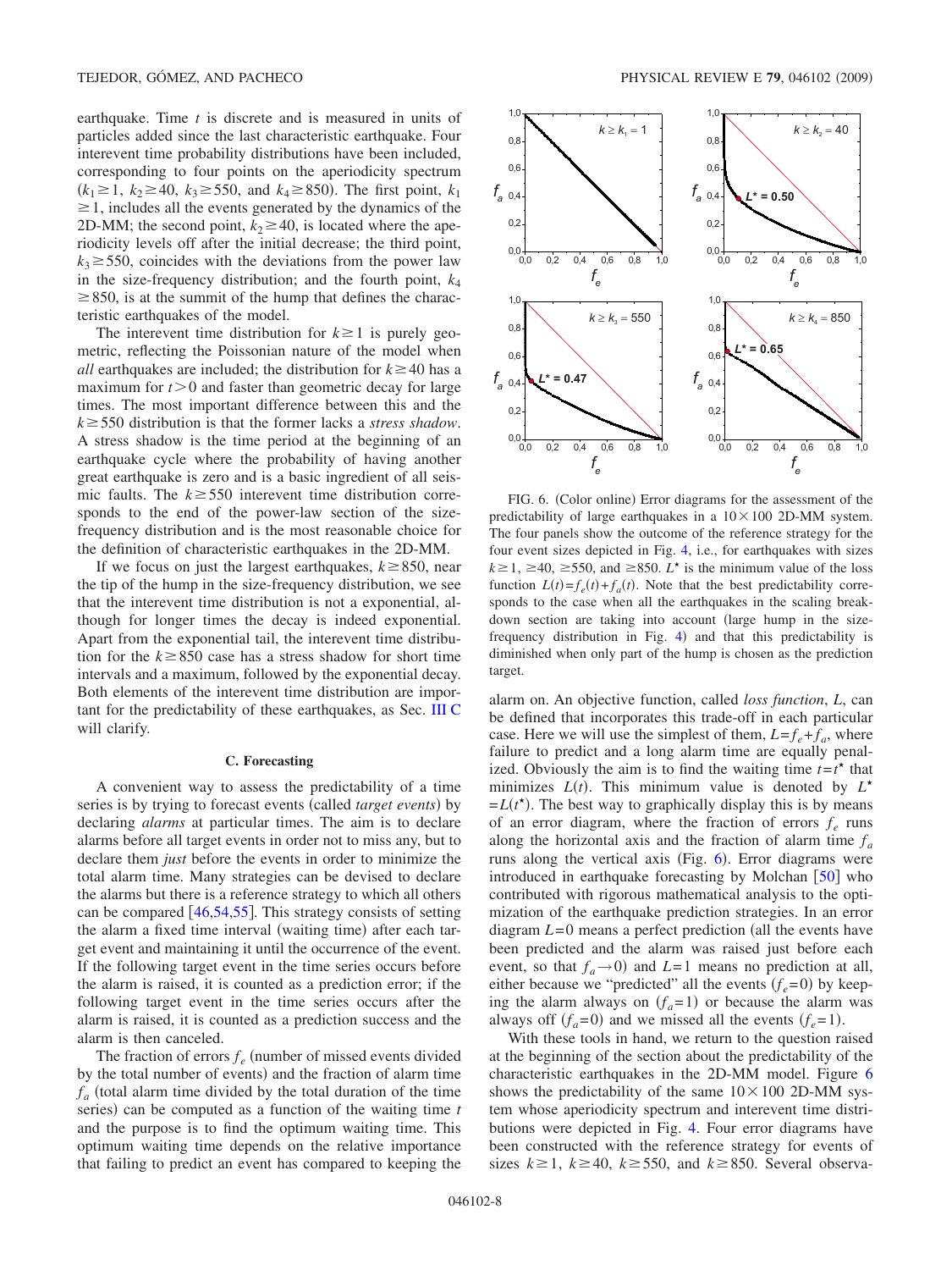earthquake. Time $t$ is discrete and is measured in units of particles added since the last characteristic earthquake. Four interevent time probability distributions have been included, corresponding to four points on the aperiodicity spectrum ($k_1 \geq 1$, $k_2 \geq 40$, $k_3 \geq 550$, and $k_4 \geq 850$). The first point, $k_1 \geq 1$, includes all the events generated by the dynamics of the 2D-MM; the second point, $k_2 \geq 40$, is located where the aperiodicity levels off after the initial decrease; the third point, $k_3 \geq 550$, coincides with the deviations from the power law in the size-frequency distribution; and the fourth point, $k_4 \geq 850$, is at the summit of the hump that defines the characteristic earthquakes of the model.

The interevent time distribution for $k \geq 1$ is purely geometric, reflecting the Poissonian nature of the model when *all* earthquakes are included; the distribution for $k \geq 40$ has a maximum for $t > 0$ and faster than geometric decay for large times. The most important difference between this and the $k \geq 550$ distribution is that the former lacks a *stress shadow*. A stress shadow is the time period at the beginning of an earthquake cycle where the probability of having another great earthquake is zero and is a basic ingredient of all seismic faults. The $k \geq 550$ interevent time distribution corresponds to the end of the power-law section of the size-frequency distribution and is the most reasonable choice for the definition of characteristic earthquakes in the 2D-MM.

If we focus on just the largest earthquakes, $k \geq 850$, near the tip of the hump in the size-frequency distribution, we see that the interevent time distribution is not a exponential, although for longer times the decay is indeed exponential. Apart from the exponential tail, the interevent time distribution for the $k \geq 850$ case has a stress shadow for short time intervals and a maximum, followed by the exponential decay. Both elements of the interevent time distribution are important for the predictability of these earthquakes, as Sec. III C will clarify.

### C. Forecasting

A convenient way to assess the predictability of a time series is by trying to forecast events (called *target events*) by declaring *alarms* at particular times. The aim is to declare alarms before all target events in order not to miss any, but to declare them *just* before the events in order to minimize the total alarm time. Many strategies can be devised to declare the alarms but there is a reference strategy to which all others can be compared [46,54,55]. This strategy consists of setting the alarm a fixed time interval (waiting time) after each target event and maintaining it until the occurrence of the event. If the following target event in the time series occurs before the alarm is raised, it is counted as a prediction error; if the following target event in the time series occurs after the alarm is raised, it is counted as a prediction success and the alarm is then canceled.

The fraction of errors $f_e$ (number of missed events divided by the total number of events) and the fraction of alarm time $f_a$ (total alarm time divided by the total duration of the time series) can be computed as a function of the waiting time $t$ and the purpose is to find the optimum waiting time. This optimum waiting time depends on the relative importance that failing to predict an event has compared to keeping the alarm on. An objective function, called *loss function*, $L$, can be defined that incorporates this trade-off in each particular case. Here we will use the simplest of them, $L = f_e + f_a$, where failure to predict and a long alarm time are equally penalized. Obviously the aim is to find the waiting time $t = t^{\star}$ that minimizes $L(t)$. This minimum value is denoted by $L^{\star} = L(t^{\star})$. The best way to graphically display this is by means of an error diagram, where the fraction of errors $f_e$ runs along the horizontal axis and the fraction of alarm time $f_a$ runs along the vertical axis (Fig. 6). Error diagrams were introduced in earthquake forecasting by Molchan [50] who contributed with rigorous mathematical analysis to the optimization of the earthquake prediction strategies. In an error diagram $L = 0$ means a perfect prediction (all the events have been predicted and the alarm was raised just before each event, so that $f_a \to 0$) and $L = 1$ means no prediction at all, either because we "predicted" all the events ($f_e = 0$) by keeping the alarm always on ($f_a = 1$) or because the alarm was always off ($f_a = 0$) and we missed all the events ($f_e = 1$).

FIG. 6. (Color online) Error diagrams for the assessment of the predictability of large earthquakes in a $10 \times 100$ 2D-MM system. The four panels show the outcome of the reference strategy for the four event sizes depicted in Fig. 4, i.e., for earthquakes with sizes $k \geq 1$, $\geq 40$, $\geq 550$, and $\geq 850$. $L^{\star}$ is the minimum value of the loss function $L(t) = f_e(t) + f_a(t)$. Note that the best predictability corresponds to the case when all the earthquakes in the scaling breakdown section are taking into account (large hump in the size-frequency distribution in Fig. 4) and that this predictability is diminished when only part of the hump is chosen as the prediction target.

With these tools in hand, we return to the question raised at the beginning of the section about the predictability of the characteristic earthquakes in the 2D-MM model. Figure 6 shows the predictability of the same $10 \times 100$ 2D-MM system whose aperiodicity spectrum and interevent time distributions were depicted in Fig. 4. Four error diagrams have been constructed with the reference strategy for events of sizes $k \geq 1$, $k \geq 40$, $k \geq 550$, and $k \geq 850$. Several observa-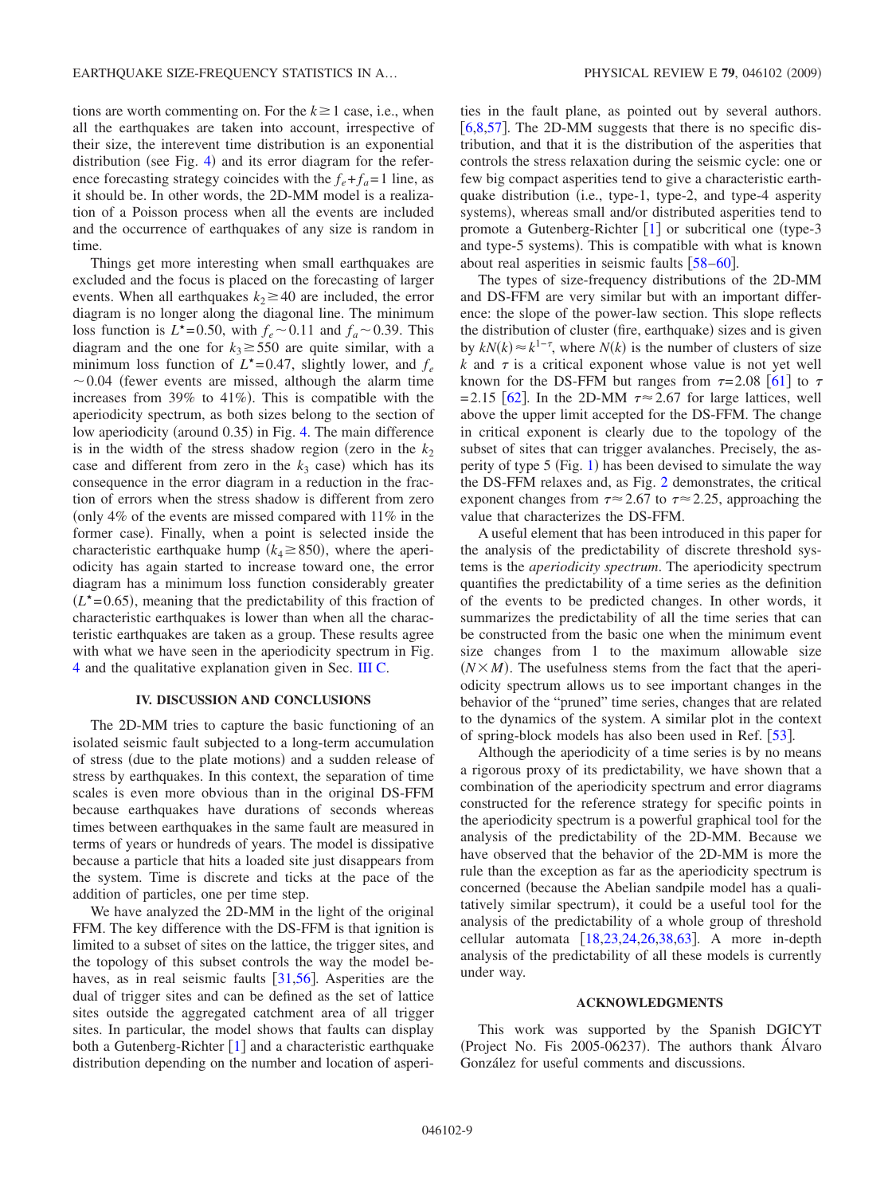tions are worth commenting on. For the $k \geq 1$ case, i.e., when all the earthquakes are taken into account, irrespective of their size, the interevent time distribution is an exponential distribution (see Fig. 4) and its error diagram for the reference forecasting strategy coincides with the $f_e + f_a = 1$ line, as it should be. In other words, the 2D-MM model is a realization of a Poisson process when all the events are included and the occurrence of earthquakes of any size is random in time.

Things get more interesting when small earthquakes are excluded and the focus is placed on the forecasting of larger events. When all earthquakes $k_2 \geq 40$ are included, the error diagram is no longer along the diagonal line. The minimum loss function is $L^{\star} = 0.50$, with $f_e \sim 0.11$ and $f_a \sim 0.39$. This diagram and the one for $k_3 \geq 550$ are quite similar, with a minimum loss function of $L^{\star} = 0.47$, slightly lower, and $f_e \sim 0.04$ (fewer events are missed, although the alarm time increases from 39% to 41%). This is compatible with the aperiodicity spectrum, as both sizes belong to the section of low aperiodicity (around 0.35) in Fig. 4. The main difference is in the width of the stress shadow region (zero in the $k_2$ case and different from zero in the $k_3$ case) which has its consequence in the error diagram in a reduction in the fraction of errors when the stress shadow is different from zero (only 4% of the events are missed compared with 11% in the former case). Finally, when a point is selected inside the characteristic earthquake hump ($k_4 \geq 850$), where the aperiodicity has again started to increase toward one, the error diagram has a minimum loss function considerably greater ($L^{\star} = 0.65$), meaning that the predictability of this fraction of characteristic earthquakes is lower than when all the characteristic earthquakes are taken as a group. These results agree with what we have seen in the aperiodicity spectrum in Fig. 4 and the qualitative explanation given in Sec. III C.

## IV. DISCUSSION AND CONCLUSIONS

The 2D-MM tries to capture the basic functioning of an isolated seismic fault subjected to a long-term accumulation of stress (due to the plate motions) and a sudden release of stress by earthquakes. In this context, the separation of time scales is even more obvious than in the original DS-FFM because earthquakes have durations of seconds whereas times between earthquakes in the same fault are measured in terms of years or hundreds of years. The model is dissipative because a particle that hits a loaded site just disappears from the system. Time is discrete and ticks at the pace of the addition of particles, one per time step.

We have analyzed the 2D-MM in the light of the original FFM. The key difference with the DS-FFM is that ignition is limited to a subset of sites on the lattice, the trigger sites, and the topology of this subset controls the way the model behaves, as in real seismic faults [31,56]. Asperities are the dual of trigger sites and can be defined as the set of lattice sites outside the aggregated catchment area of all trigger sites. In particular, the model shows that faults can display both a Gutenberg-Richter [1] and a characteristic earthquake distribution depending on the number and location of asperities in the fault plane, as pointed out by several authors. [6,8,57]. The 2D-MM suggests that there is no specific distribution, and that it is the distribution of the asperities that controls the stress relaxation during the seismic cycle: one or few big compact asperities tend to give a characteristic earthquake distribution (i.e., type-1, type-2, and type-4 asperity systems), whereas small and/or distributed asperities tend to promote a Gutenberg-Richter [1] or subcritical one (type-3 and type-5 systems). This is compatible with what is known about real asperities in seismic faults [58–60].

The types of size-frequency distributions of the 2D-MM and DS-FFM are very similar but with an important difference: the slope of the power-law section. This slope reflects the distribution of cluster (fire, earthquake) sizes and is given by $kN(k) \approx k^{1-\tau}$, where $N(k)$ is the number of clusters of size $k$ and $\tau$ is a critical exponent whose value is not yet well known for the DS-FFM but ranges from $\tau = 2.08$ [61] to $\tau = 2.15$ [62]. In the 2D-MM $\tau \approx 2.67$ for large lattices, well above the upper limit accepted for the DS-FFM. The change in critical exponent is clearly due to the topology of the subset of sites that can trigger avalanches. Precisely, the asperity of type 5 (Fig. 1) has been devised to simulate the way the DS-FFM relaxes and, as Fig. 2 demonstrates, the critical exponent changes from $\tau \approx 2.67$ to $\tau \approx 2.25$, approaching the value that characterizes the DS-FFM.

A useful element that has been introduced in this paper for the analysis of the predictability of discrete threshold systems is the *aperiodicity spectrum*. The aperiodicity spectrum quantifies the predictability of a time series as the definition of the events to be predicted changes. In other words, it summarizes the predictability of all the time series that can be constructed from the basic one when the minimum event size changes from 1 to the maximum allowable size ($N \times M$). The usefulness stems from the fact that the aperiodicity spectrum allows us to see important changes in the behavior of the "pruned" time series, changes that are related to the dynamics of the system. A similar plot in the context of spring-block models has also been used in Ref. [53].

Although the aperiodicity of a time series is by no means a rigorous proxy of its predictability, we have shown that a combination of the aperiodicity spectrum and error diagrams constructed for the reference strategy for specific points in the aperiodicity spectrum is a powerful graphical tool for the analysis of the predictability of the 2D-MM. Because we have observed that the behavior of the 2D-MM is more the rule than the exception as far as the aperiodicity spectrum is concerned (because the Abelian sandpile model has a qualitatively similar spectrum), it could be a useful tool for the analysis of the predictability of a whole group of threshold cellular automata [18,23,24,26,38,63]. A more in-depth analysis of the predictability of all these models is currently under way.

## ACKNOWLEDGMENTS

This work was supported by the Spanish DGICYT (Project No. Fis 2005-06237). The authors thank Álvaro González for useful comments and discussions.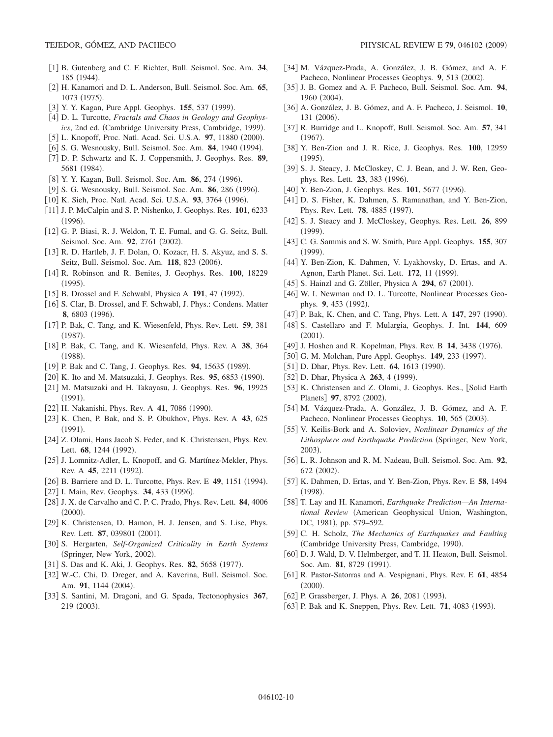[1] B. Gutenberg and C. F. Richter, Bull. Seismol. Soc. Am. **34**, 185 (1944).

[2] H. Kanamori and D. L. Anderson, Bull. Seismol. Soc. Am. **65**, 1073 (1975).

[3] Y. Y. Kagan, Pure Appl. Geophys. **155**, 537 (1999).

[4] D. L. Turcotte, *Fractals and Chaos in Geology and Geophysics*, 2nd ed. (Cambridge University Press, Cambridge, 1999).

[5] L. Knopoff, Proc. Natl. Acad. Sci. U.S.A. **97**, 11880 (2000).

[6] S. G. Wesnousky, Bull. Seismol. Soc. Am. **84**, 1940 (1994).

[7] D. P. Schwartz and K. J. Coppersmith, J. Geophys. Res. **89**, 5681 (1984).

[8] Y. Y. Kagan, Bull. Seismol. Soc. Am. **86**, 274 (1996).

[9] S. G. Wesnousky, Bull. Seismol. Soc. Am. **86**, 286 (1996).

[10] K. Sieh, Proc. Natl. Acad. Sci. U.S.A. **93**, 3764 (1996).

[11] J. P. McCalpin and S. P. Nishenko, J. Geophys. Res. **101**, 6233 (1996).

[12] G. P. Biasi, R. J. Weldon, T. E. Fumal, and G. G. Seitz, Bull. Seismol. Soc. Am. **92**, 2761 (2002).

[13] R. D. Hartleb, J. F. Dolan, O. Kozacr, H. S. Akyuz, and S. S. Seitz, Bull. Seismol. Soc. Am. **118**, 823 (2006).

[14] R. Robinson and R. Benites, J. Geophys. Res. **100**, 18229 (1995).

[15] B. Drossel and F. Schwabl, Physica A **191**, 47 (1992).

[16] S. Clar, B. Drossel, and F. Schwabl, J. Phys.: Condens. Matter **8**, 6803 (1996).

[17] P. Bak, C. Tang, and K. Wiesenfeld, Phys. Rev. Lett. **59**, 381 (1987).

[18] P. Bak, C. Tang, and K. Wiesenfeld, Phys. Rev. A **38**, 364 (1988).

[19] P. Bak and C. Tang, J. Geophys. Res. **94**, 15635 (1989).

[20] K. Ito and M. Matsuzaki, J. Geophys. Res. **95**, 6853 (1990).

[21] M. Matsuzaki and H. Takayasu, J. Geophys. Res. **96**, 19925 (1991).

[22] H. Nakanishi, Phys. Rev. A **41**, 7086 (1990).

[23] K. Chen, P. Bak, and S. P. Obukhov, Phys. Rev. A **43**, 625 (1991).

[24] Z. Olami, Hans Jacob S. Feder, and K. Christensen, Phys. Rev. Lett. **68**, 1244 (1992).

[25] J. Lomnitz-Adler, L. Knopoff, and G. Martínez-Mekler, Phys. Rev. A **45**, 2211 (1992).

[26] B. Barriere and D. L. Turcotte, Phys. Rev. E **49**, 1151 (1994).

[27] I. Main, Rev. Geophys. **34**, 433 (1996).

[28] J. X. de Carvalho and C. P. C. Prado, Phys. Rev. Lett. **84**, 4006 (2000).

[29] K. Christensen, D. Hamon, H. J. Jensen, and S. Lise, Phys. Rev. Lett. **87**, 039801 (2001).

[30] S. Hergarten, *Self-Organized Criticality in Earth Systems* (Springer, New York, 2002).

[31] S. Das and K. Aki, J. Geophys. Res. **82**, 5658 (1977).

[32] W.-C. Chi, D. Dreger, and A. Kaverina, Bull. Seismol. Soc. Am. **91**, 1144 (2004).

[33] S. Santini, M. Dragoni, and G. Spada, Tectonophysics **367**, 219 (2003).

[34] M. Vázquez-Prada, A. González, J. B. Gómez, and A. F. Pacheco, Nonlinear Processes Geophys. **9**, 513 (2002).

[35] J. B. Gomez and A. F. Pacheco, Bull. Seismol. Soc. Am. **94**, 1960 (2004).

[36] A. González, J. B. Gómez, and A. F. Pacheco, J. Seismol. **10**, 131 (2006).

[37] R. Burridge and L. Knopoff, Bull. Seismol. Soc. Am. **57**, 341 (1967).

[38] Y. Ben-Zion and J. R. Rice, J. Geophys. Res. **100**, 12959 (1995).

[39] S. J. Steacy, J. McCloskey, C. J. Bean, and J. W. Ren, Geophys. Res. Lett. **23**, 383 (1996).

[40] Y. Ben-Zion, J. Geophys. Res. **101**, 5677 (1996).

[41] D. S. Fisher, K. Dahmen, S. Ramanathan, and Y. Ben-Zion, Phys. Rev. Lett. **78**, 4885 (1997).

[42] S. J. Steacy and J. McCloskey, Geophys. Res. Lett. **26**, 899 (1999).

[43] C. G. Sammis and S. W. Smith, Pure Appl. Geophys. **155**, 307 (1999).

[44] Y. Ben-Zion, K. Dahmen, V. Lyakhovsky, D. Ertas, and A. Agnon, Earth Planet. Sci. Lett. **172**, 11 (1999).

[45] S. Hainzl and G. Zöller, Physica A **294**, 67 (2001).

[46] W. I. Newman and D. L. Turcotte, Nonlinear Processes Geophys. **9**, 453 (1992).

[47] P. Bak, K. Chen, and C. Tang, Phys. Lett. A **147**, 297 (1990).

[48] S. Castellaro and F. Mulargia, Geophys. J. Int. **144**, 609 (2001).

[49] J. Hoshen and R. Kopelman, Phys. Rev. B **14**, 3438 (1976).

[50] G. M. Molchan, Pure Appl. Geophys. **149**, 233 (1997).

[51] D. Dhar, Phys. Rev. Lett. **64**, 1613 (1990).

[52] D. Dhar, Physica A **263**, 4 (1999).

[53] K. Christensen and Z. Olami, J. Geophys. Res., [Solid Earth Planets] **97**, 8792 (2002).

[54] M. Vázquez-Prada, A. González, J. B. Gómez, and A. F. Pacheco, Nonlinear Processes Geophys. **10**, 565 (2003).

[55] V. Keilis-Bork and A. Soloviev, *Nonlinear Dynamics of the Lithosphere and Earthquake Prediction* (Springer, New York, 2003).

[56] L. R. Johnson and R. M. Nadeau, Bull. Seismol. Soc. Am. **92**, 672 (2002).

[57] K. Dahmen, D. Ertas, and Y. Ben-Zion, Phys. Rev. E **58**, 1494 (1998).

[58] T. Lay and H. Kanamori, *Earthquake Prediction—An International Review* (American Geophysical Union, Washington, DC, 1981), pp. 579–592.

[59] C. H. Scholz, *The Mechanics of Earthquakes and Faulting* (Cambridge University Press, Cambridge, 1990).

[60] D. J. Wald, D. V. Helmberger, and T. H. Heaton, Bull. Seismol. Soc. Am. **81**, 8729 (1991).

[61] R. Pastor-Satorras and A. Vespignani, Phys. Rev. E **61**, 4854 (2000).

[62] P. Grassberger, J. Phys. A **26**, 2081 (1993).

[63] P. Bak and K. Sneppen, Phys. Rev. Lett. **71**, 4083 (1993).